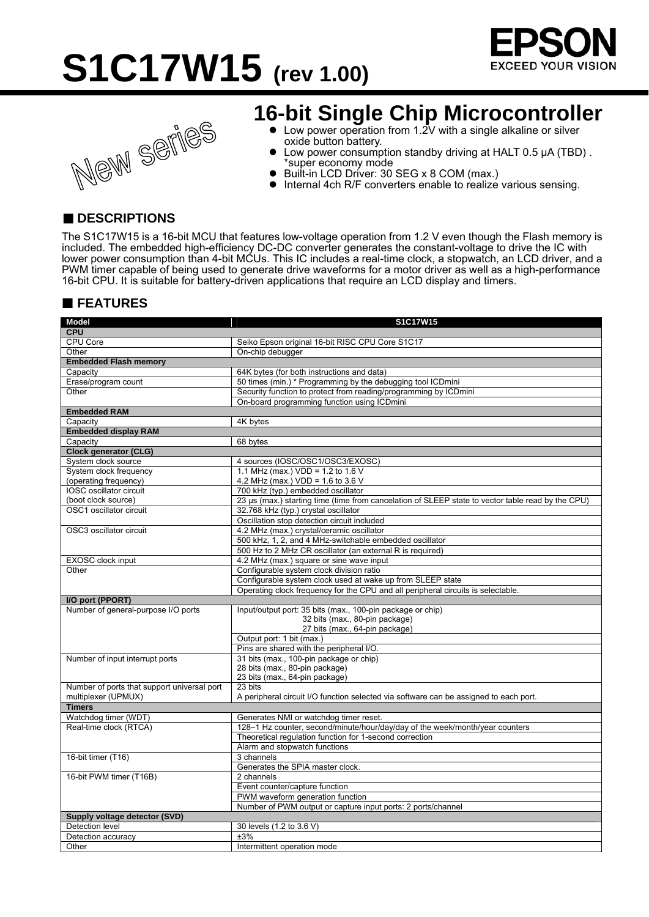# S1C17W15 (rev 1.00)

EPSON
EXCEED YOUR VISION

New series

## 16-bit Single Chip Microcontroller

- Low power operation from 1.2V with a single alkaline or silver oxide button battery.
- Low power consumption standby driving at HALT 0.5 µA (TBD) . *super economy mode
- Built-in LCD Driver: 30 SEG x 8 COM (max.)
- Internal 4ch R/F converters enable to realize various sensing.

## ■ DESCRIPTIONS

The S1C17W15 is a 16-bit MCU that features low-voltage operation from 1.2 V even though the Flash memory is included. The embedded high-efficiency DC-DC converter generates the constant-voltage to drive the IC with lower power consumption than 4-bit MCUs. This IC includes a real-time clock, a stopwatch, an LCD driver, and a PWM timer capable of being used to generate drive waveforms for a motor driver as well as a high-performance 16-bit CPU. It is suitable for battery-driven applications that require an LCD display and timers.

## ■ FEATURES

| Model | S1C17W15 |
|---|---|
| **CPU** | |
| CPU Core | Seiko Epson original 16-bit RISC CPU Core S1C17 |
| Other | On-chip debugger |
| **Embedded Flash memory** | |
| Capacity | 64K bytes (for both instructions and data) |
| Erase/program count | 50 times (min.) * Programming by the debugging tool ICDmini |
| Other | Security function to protect from reading/programming by ICDmini |
| | On-board programming function using ICDmini |
| **Embedded RAM** | |
| Capacity | 4K bytes |
| **Embedded display RAM** | |
| Capacity | 68 bytes |
| **Clock generator (CLG)** | |
| System clock source | 4 sources (IOSC/OSC1/OSC3/EXOSC) |
| System clock frequency (operating frequency) | 1.1 MHz (max.) VDD = 1.2 to 1.6 V<br>4.2 MHz (max.) VDD = 1.6 to 3.6 V |
| IOSC oscillator circuit (boot clock source) | 700 kHz (typ.) embedded oscillator |
| | 23 µs (max.) starting time (time from cancelation of SLEEP state to vector table read by the CPU) |
| OSC1 oscillator circuit | 32.768 kHz (typ.) crystal oscillator |
| | Oscillation stop detection circuit included |
| OSC3 oscillator circuit | 4.2 MHz (max.) crystal/ceramic oscillator |
| | 500 kHz, 1, 2, and 4 MHz-switchable embedded oscillator |
| | 500 Hz to 2 MHz CR oscillator (an external R is required) |
| EXOSC clock input | 4.2 MHz (max.) square or sine wave input |
| Other | Configurable system clock division ratio |
| | Configurable system clock used at wake up from SLEEP state |
| | Operating clock frequency for the CPU and all peripheral circuits is selectable. |
| **I/O port (PPORT)** | |
| Number of general-purpose I/O ports | Input/output port: 35 bits (max., 100-pin package or chip)<br>32 bits (max., 80-pin package)<br>27 bits (max., 64-pin package) |
| | Output port: 1 bit (max.) |
| | Pins are shared with the peripheral I/O. |
| Number of input interrupt ports | 31 bits (max., 100-pin package or chip)<br>28 bits (max., 80-pin package)<br>23 bits (max., 64-pin package) |
| Number of ports that support universal port multiplexer (UPMUX) | 23 bits<br>A peripheral circuit I/O function selected via software can be assigned to each port. |
| **Timers** | |
| Watchdog timer (WDT) | Generates NMI or watchdog timer reset. |
| Real-time clock (RTCA) | 128–1 Hz counter, second/minute/hour/day/day of the week/month/year counters |
| | Theoretical regulation function for 1-second correction |
| | Alarm and stopwatch functions |
| 16-bit timer (T16) | 3 channels |
| | Generates the SPIA master clock. |
| 16-bit PWM timer (T16B) | 2 channels |
| | Event counter/capture function |
| | PWM waveform generation function |
| | Number of PWM output or capture input ports: 2 ports/channel |
| **Supply voltage detector (SVD)** | |
| Detection level | 30 levels (1.2 to 3.6 V) |
| Detection accuracy | ±3% |
| Other | Intermittent operation mode |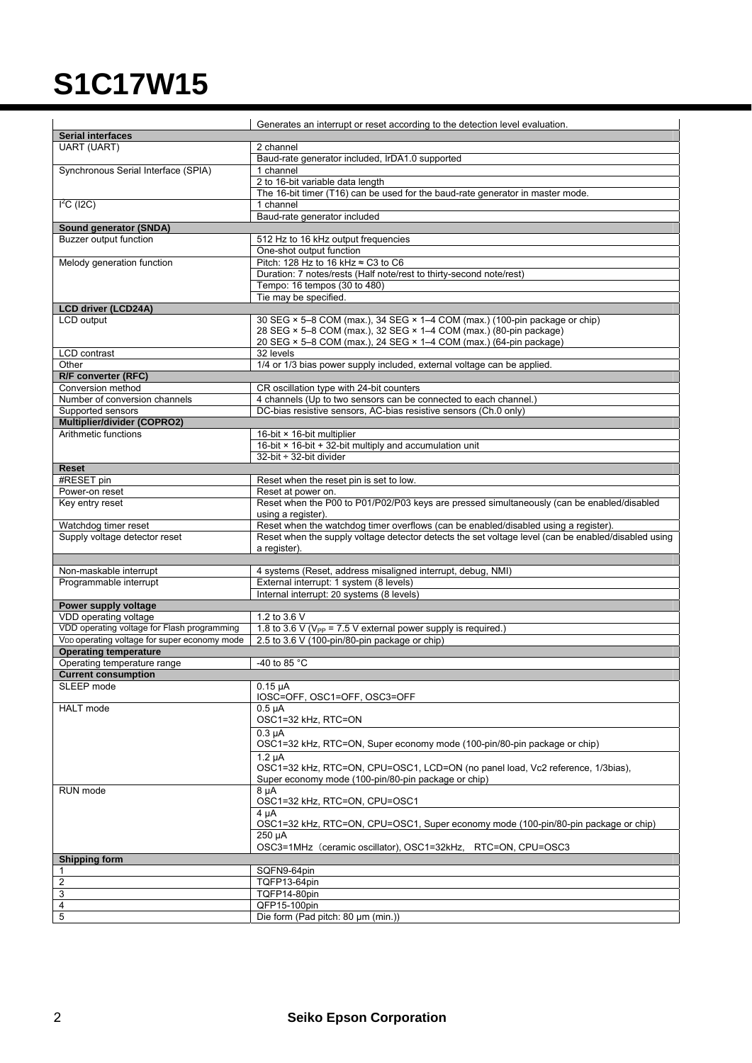# S1C17W15

| | |
|---|---|
| | Generates an interrupt or reset according to the detection level evaluation. |
| **Serial interfaces** | |
| UART (UART) | 2 channel |
| | Baud-rate generator included, IrDA1.0 supported |
| Synchronous Serial Interface (SPIA) | 1 channel |
| | 2 to 16-bit variable data length |
| | The 16-bit timer (T16) can be used for the baud-rate generator in master mode. |
| $I^2C$ (I2C) | 1 channel |
| | Baud-rate generator included |
| **Sound generator (SNDA)** | |
| Buzzer output function | 512 Hz to 16 kHz output frequencies |
| | One-shot output function |
| Melody generation function | Pitch: 128 Hz to 16 kHz ≈ C3 to C6 |
| | Duration: 7 notes/rests (Half note/rest to thirty-second note/rest) |
| | Tempo: 16 tempos (30 to 480) |
| | Tie may be specified. |
| **LCD driver (LCD24A)** | |
| LCD output | 30 SEG × 5–8 COM (max.), 34 SEG × 1–4 COM (max.) (100-pin package or chip)<br>28 SEG × 5–8 COM (max.), 32 SEG × 1–4 COM (max.) (80-pin package)<br>20 SEG × 5–8 COM (max.), 24 SEG × 1–4 COM (max.) (64-pin package) |
| LCD contrast | 32 levels |
| Other | 1/4 or 1/3 bias power supply included, external voltage can be applied. |
| **R/F converter (RFC)** | |
| Conversion method | CR oscillation type with 24-bit counters |
| Number of conversion channels | 4 channels (Up to two sensors can be connected to each channel.) |
| Supported sensors | DC-bias resistive sensors, AC-bias resistive sensors (Ch.0 only) |
| **Multiplier/divider (COPRO2)** | |
| Arithmetic functions | 16-bit × 16-bit multiplier |
| | 16-bit × 16-bit + 32-bit multiply and accumulation unit |
| | 32-bit ÷ 32-bit divider |
| **Reset** | |
| #RESET pin | Reset when the reset pin is set to low. |
| Power-on reset | Reset at power on. |
| Key entry reset | Reset when the P00 to P01/P02/P03 keys are pressed simultaneously (can be enabled/disabled using a register). |
| Watchdog timer reset | Reset when the watchdog timer overflows (can be enabled/disabled using a register). |
| Supply voltage detector reset | Reset when the supply voltage detector detects the set voltage level (can be enabled/disabled using a register). |
| | |
| Non-maskable interrupt | 4 systems (Reset, address misaligned interrupt, debug, NMI) |
| Programmable interrupt | External interrupt: 1 system (8 levels) |
| | Internal interrupt: 20 systems (8 levels) |
| **Power supply voltage** | |
| VDD operating voltage | 1.2 to 3.6 V |
| VDD operating voltage for Flash programming | 1.8 to 3.6 V ($V_{PP}$ = 7.5 V external power supply is required.) |
| $V_{DD}$ operating voltage for super economy mode | 2.5 to 3.6 V (100-pin/80-pin package or chip) |
| **Operating temperature** | |
| Operating temperature range | -40 to 85 °C |
| **Current consumption** | |
| SLEEP mode | 0.15 µA<br>IOSC=OFF, OSC1=OFF, OSC3=OFF |
| HALT mode | 0.5 µA<br>OSC1=32 kHz, RTC=ON |
| | 0.3 µA<br>OSC1=32 kHz, RTC=ON, Super economy mode (100-pin/80-pin package or chip) |
| | 1.2 µA<br>OSC1=32 kHz, RTC=ON, CPU=OSC1, LCD=ON (no panel load, Vc2 reference, 1/3bias), Super economy mode (100-pin/80-pin package or chip) |
| RUN mode | 8 µA<br>OSC1=32 kHz, RTC=ON, CPU=OSC1 |
| | 4 µA<br>OSC1=32 kHz, RTC=ON, CPU=OSC1, Super economy mode (100-pin/80-pin package or chip) |
| | 250 µA<br>OSC3=1MHz（ceramic oscillator), OSC1=32kHz,　RTC=ON, CPU=OSC3 |
| **Shipping form** | |
| 1 | SQFN9-64pin |
| 2 | TQFP13-64pin |
| 3 | TQFP14-80pin |
| 4 | QFP15-100pin |
| 5 | Die form (Pad pitch: 80 µm (min.)) |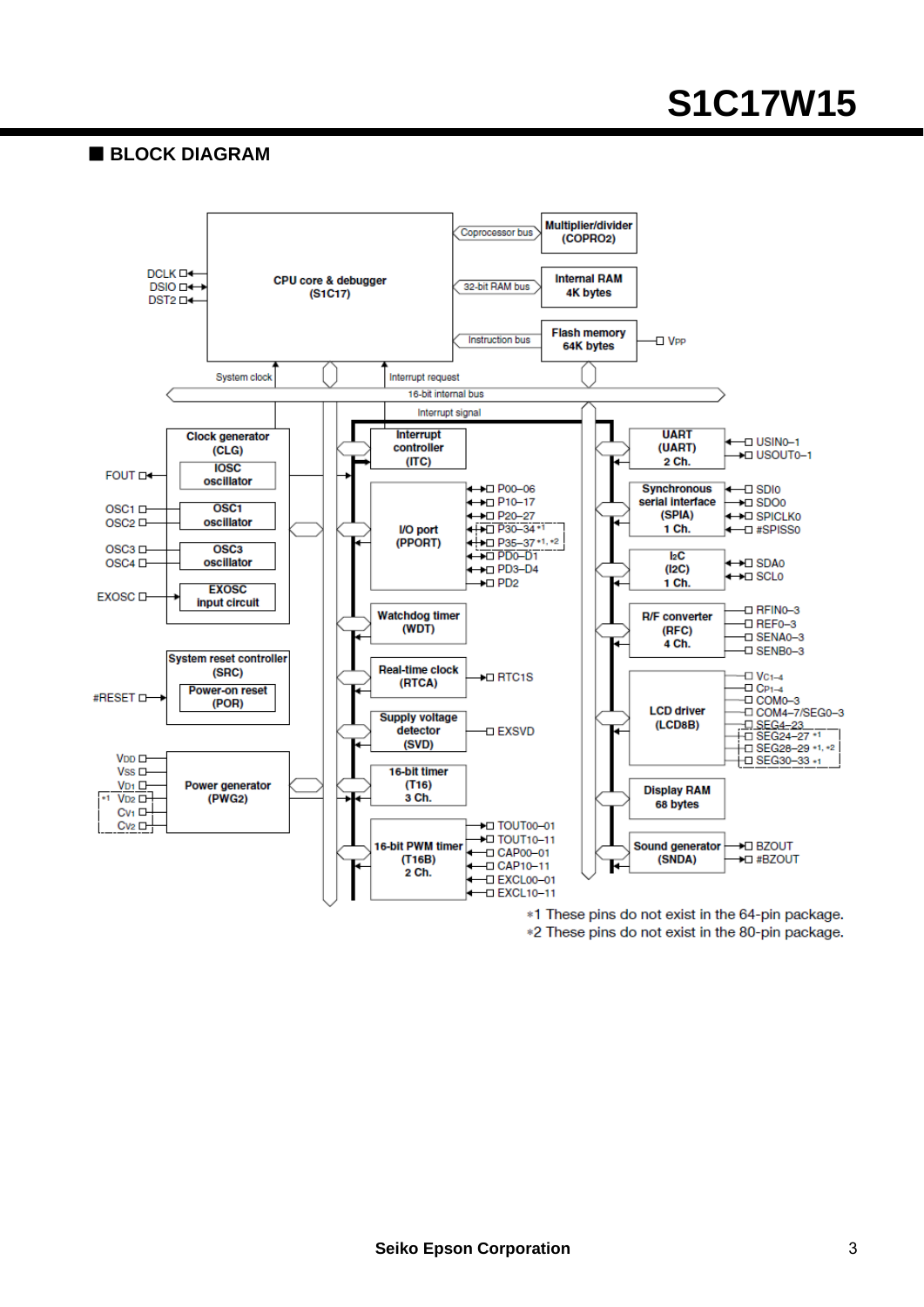## BLOCK DIAGRAM

CPU core & debugger (S1C17)

DCLK, DSIO, DST2

Coprocessor bus — Multiplier/divider (COPRO2)

32-bit RAM bus — Internal RAM 4K bytes

Instruction bus — Flash memory 64K bytes — VPP

System clock

Interrupt request

16-bit internal bus

Interrupt signal

Clock generator (CLG)
- IOSC oscillator
- OSC1 oscillator
- OSC3 oscillator
- EXOSC input circuit

FOUT, OSC1, OSC2, OSC3, OSC4, EXOSC

System reset controller (SRC)
- Power-on reset (POR)

#RESET

Power generator (PWG2)

VDD, VSS, VD1, *1 VD2, CV1, CV2

Interrupt controller (ITC)

I/O port (PPORT) — P00–06, P10–17, P20–27, P30–34 *1, P35–37 *1, *2, PD0–D1, PD3–D4, PD2

Watchdog timer (WDT)

Real-time clock (RTCA) — RTC1S

Supply voltage detector (SVD) — EXSVD

16-bit timer (T16) 3 Ch.

16-bit PWM timer (T16B) 2 Ch. — TOUT00–01, TOUT10–11, CAP00–01, CAP10–11, EXCL00–01, EXCL10–11

UART (UART) 2 Ch. — USIN0–1, USOUT0–1

Synchronous serial interface (SPIA) 1 Ch. — SDI0, SDO0, SPICLK0, #SPISS0

I2C (I2C) 1 Ch. — SDA0, SCL0

R/F converter (RFC) 4 Ch. — RFIN0–3, REF0–3, SENA0–3, SENB0–3

LCD driver (LCD8B) — VC1–4, CP1–4, COM0–3, COM4–7/SEG0–3, SEG4–23, SEG24–27 *1, SEG28–29 *1, *2, SEG30–33 *1

Display RAM 68 bytes

Sound generator (SNDA) — BZOUT, #BZOUT

*1 These pins do not exist in the 64-pin package.
*2 These pins do not exist in the 80-pin package.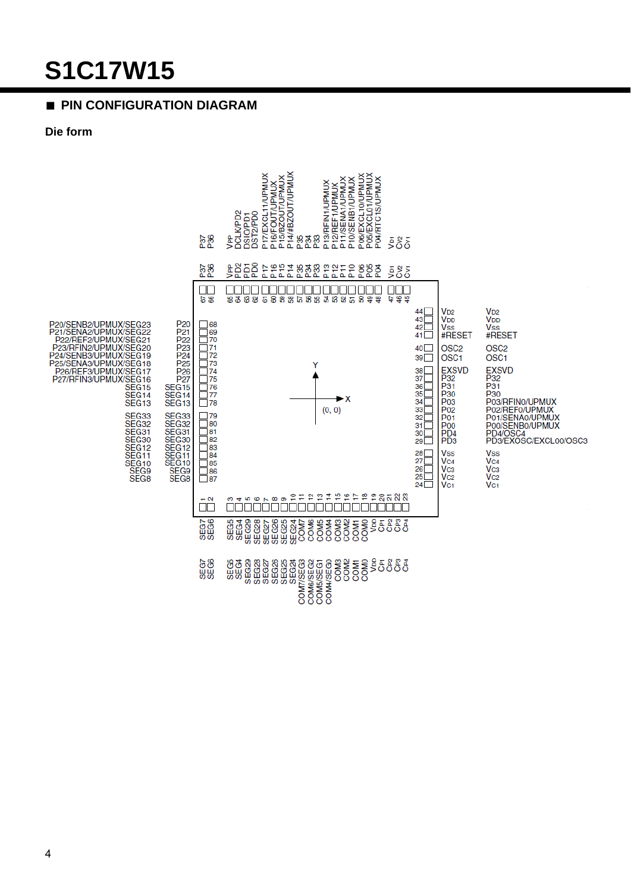# S1C17W15

## ■ PIN CONFIGURATION DIAGRAM

**Die form**

| Pad No. | Pad name | Pin name |
|---|---|---|
| 1 | SEG7 | SEG7 |
| 2 | SEG6 | SEG6 |
| 3 | SEG5 | SEG5 |
| 4 | SEG4 | SEG4 |
| 5 | SEG29 | SEG29 |
| 6 | SEG28 | SEG28 |
| 7 | SEG27 | SEG27 |
| 8 | SEG26 | SEG26 |
| 9 | SEG25 | SEG25 |
| 10 | SEG24 | SEG24 |
| 11 | COM7 | COM7/SEG3 |
| 12 | COM6 | COM6/SEG2 |
| 13 | COM5 | COM5/SEG1 |
| 14 | COM4 | COM4/SEG0 |
| 15 | COM3 | COM3 |
| 16 | COM2 | COM2 |
| 17 | COM1 | COM1 |
| 18 | COM0 | COM0 |
| 19 | VDD | VDD |
| 20 | CP1 | CP1 |
| 21 | CP2 | CP2 |
| 22 | CP3 | CP3 |
| 23 | CP4 | CP4 |
| 24 | VC1 | VC1 |
| 25 | VC2 | VC2 |
| 26 | VC3 | VC3 |
| 27 | VC4 | VC4 |
| 28 | VSS | VSS |
| 29 | PD3 | PD3/EXOSC/EXCL00/OSC3 |
| 30 | PD4 | PD4/OSC4 |
| 31 | P00 | P00/SENB0/UPMUX |
| 32 | P01 | P01/SENA0/UPMUX |
| 33 | P02 | P02/REF0/UPMUX |
| 34 | P03 | P03/RFIN0/UPMUX |
| 35 | P30 | P30 |
| 36 | P31 | P31 |
| 37 | P32 | P32 |
| 38 | EXSVD | EXSVD |
| 39 | OSC1 | OSC1 |
| 40 | OSC2 | OSC2 |
| 41 | #RESET | #RESET |
| 42 | VSS | VSS |
| 43 | VDD | VDD |
| 44 | VD2 | VD2 |
| 45 | CV1 | CV1 |
| 46 | CV2 | CV2 |
| 47 | VD1 | VD1 |
| 48 | P04 | P04/RTC1S/UPMUX |
| 49 | P05 | P05/EXCL01/UPMUX |
| 50 | P06 | P06/EXCL10/UPMUX |
| 51 | P10 | P10/SENB1/UPMUX |
| 52 | P11 | P11/SENA1/UPMUX |
| 53 | P12 | P12/REF1/UPMUX |
| 54 | P13 | P13/RFIN1/UPMUX |
| 55 | P33 | P33 |
| 56 | P34 | P34 |
| 57 | P35 | P35 |
| 58 | P14 | P14/#BZOUT/UPMUX |
| 59 | P15 | P15/BZOUT/UPMUX |
| 60 | P16 | P16/FOUT/UPMUX |
| 61 | P17 | P17/EXCL11/UPMUX |
| 62 | PD0 | DST2/PD0 |
| 63 | PD1 | DSIO/PD1 |
| 64 | PD2 | DCLK/PD2 |
| 65 | VPP | VPP |
| 66 | P36 | P36 |
| 67 | P37 | P37 |
| 68 | P20 | P20/SENB2/UPMUX/SEG23 |
| 69 | P21 | P21/SENA2/UPMUX/SEG22 |
| 70 | P22 | P22/REF2/UPMUX/SEG21 |
| 71 | P23 | P23/RFIN2/UPMUX/SEG20 |
| 72 | P24 | P24/SENB3/UPMUX/SEG19 |
| 73 | P25 | P25/SENA3/UPMUX/SEG18 |
| 74 | P26 | P26/REF3/UPMUX/SEG17 |
| 75 | P27 | P27/RFIN3/UPMUX/SEG16 |
| 76 | SEG15 | SEG15 |
| 77 | SEG14 | SEG14 |
| 78 | SEG13 | SEG13 |
| 79 | SEG33 | SEG33 |
| 80 | SEG32 | SEG32 |
| 81 | SEG31 | SEG31 |
| 82 | SEG30 | SEG30 |
| 83 | SEG12 | SEG12 |
| 84 | SEG11 | SEG11 |
| 85 | SEG10 | SEG10 |
| 86 | SEG9 | SEG9 |
| 87 | SEG8 | SEG8 |

Die origin: (0, 0) at center; X axis to the right, Y axis upward.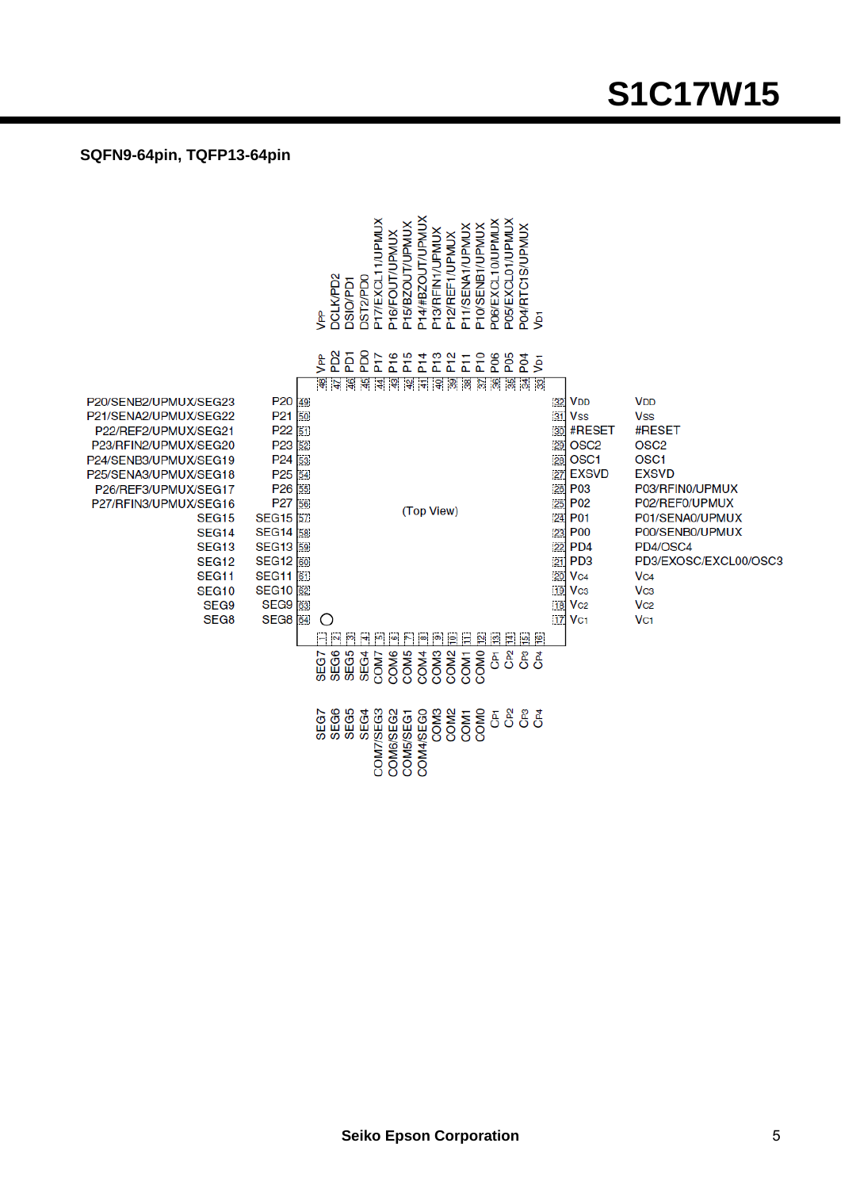## SQFN9-64pin, TQFP13-64pin

(Top View)

| Pin No. | Pin name | Function |
|---|---|---|
| 1 | SEG7 | SEG7 |
| 2 | SEG6 | SEG6 |
| 3 | SEG5 | SEG5 |
| 4 | SEG4 | SEG4 |
| 5 | COM7 | COM7/SEG3 |
| 6 | COM6 | COM6/SEG2 |
| 7 | COM5 | COM5/SEG1 |
| 8 | COM4 | COM4/SEG0 |
| 9 | COM3 | COM3 |
| 10 | COM2 | COM2 |
| 11 | COM1 | COM1 |
| 12 | COM0 | COM0 |
| 13 | CP1 | CP1 |
| 14 | CP2 | CP2 |
| 15 | CP3 | CP3 |
| 16 | CP4 | CP4 |
| 17 | VC1 | VC1 |
| 18 | VC2 | VC2 |
| 19 | VC3 | VC3 |
| 20 | VC4 | VC4 |
| 21 | PD3 | PD3/EXOSC/EXCL00/OSC3 |
| 22 | PD4 | PD4/OSC4 |
| 23 | P00 | P00/SENB0/UPMUX |
| 24 | P01 | P01/SENA0/UPMUX |
| 25 | P02 | P02/REF0/UPMUX |
| 26 | P03 | P03/RFIN0/UPMUX |
| 27 | EXSVD | EXSVD |
| 28 | OSC1 | OSC1 |
| 29 | OSC2 | OSC2 |
| 30 | #RESET | #RESET |
| 31 | VSS | VSS |
| 32 | VDD | VDD |
| 33 | VD1 | VD1 |
| 34 | P04 | P04/RTC1S/UPMUX |
| 35 | P05 | P05/EXCL01/UPMUX |
| 36 | P06 | P06/EXCL10/UPMUX |
| 37 | P10 | P10/SENB1/UPMUX |
| 38 | P11 | P11/SENA1/UPMUX |
| 39 | P12 | P12/REF1/UPMUX |
| 40 | P13 | P13/RFIN1/UPMUX |
| 41 | P14 | P14/#BZOUT/UPMUX |
| 42 | P15 | P15/BZOUT/UPMUX |
| 43 | P16 | P16/FOUT/UPMUX |
| 44 | P17 | P17/EXCL11/UPMUX |
| 45 | PD0 | DST2/PD0 |
| 46 | PD1 | DSIO/PD1 |
| 47 | PD2 | DCLK/PD2 |
| 48 | VPP | VPP |
| 49 | P20 | P20/SENB2/UPMUX/SEG23 |
| 50 | P21 | P21/SENA2/UPMUX/SEG22 |
| 51 | P22 | P22/REF2/UPMUX/SEG21 |
| 52 | P23 | P23/RFIN2/UPMUX/SEG20 |
| 53 | P24 | P24/SENB3/UPMUX/SEG19 |
| 54 | P25 | P25/SENA3/UPMUX/SEG18 |
| 55 | P26 | P26/REF3/UPMUX/SEG17 |
| 56 | P27 | P27/RFIN3/UPMUX/SEG16 |
| 57 | SEG15 | SEG15 |
| 58 | SEG14 | SEG14 |
| 59 | SEG13 | SEG13 |
| 60 | SEG12 | SEG12 |
| 61 | SEG11 | SEG11 |
| 62 | SEG10 | SEG10 |
| 63 | SEG9 | SEG9 |
| 64 | SEG8 | SEG8 |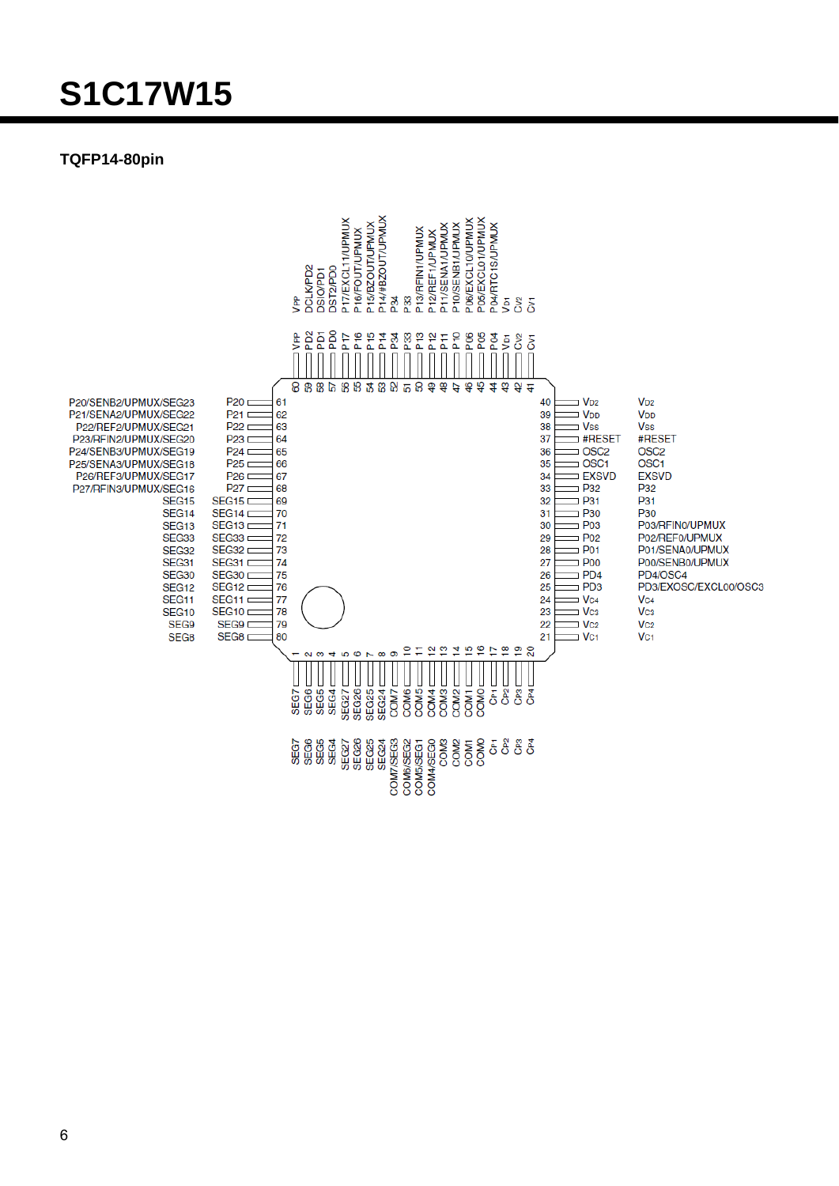# S1C17W15

**TQFP14-80pin**

| Pin | Name | Function |
|---|---|---|
| 1 | SEG7 | SEG7 |
| 2 | SEG6 | SEG6 |
| 3 | SEG5 | SEG5 |
| 4 | SEG4 | SEG4 |
| 5 | SEG27 | SEG27 |
| 6 | SEG26 | SEG26 |
| 7 | SEG25 | SEG25 |
| 8 | SEG24 | SEG24 |
| 9 | COM7 | COM7/SEG3 |
| 10 | COM6 | COM6/SEG2 |
| 11 | COM5 | COM5/SEG1 |
| 12 | COM4 | COM4/SEG0 |
| 13 | COM3 | COM3 |
| 14 | COM2 | COM2 |
| 15 | COM1 | COM1 |
| 16 | COM0 | COM0 |
| 17 | $C_{P1}$ | $C_{P1}$ |
| 18 | $C_{P2}$ | $C_{P2}$ |
| 19 | $C_{P3}$ | $C_{P3}$ |
| 20 | $C_{P4}$ | $C_{P4}$ |
| 21 | $V_{C1}$ | $V_{C1}$ |
| 22 | $V_{C2}$ | $V_{C2}$ |
| 23 | $V_{C3}$ | $V_{C3}$ |
| 24 | $V_{C4}$ | $V_{C4}$ |
| 25 | PD3 | PD3/EXOSC/EXCL00/OSC3 |
| 26 | PD4 | PD4/OSC4 |
| 27 | P00 | P00/SENB0/UPMUX |
| 28 | P01 | P01/SENA0/UPMUX |
| 29 | P02 | P02/REF0/UPMUX |
| 30 | P03 | P03/RFIN0/UPMUX |
| 31 | P30 | P30 |
| 32 | P31 | P31 |
| 33 | P32 | P32 |
| 34 | EXSVD | EXSVD |
| 35 | OSC1 | OSC1 |
| 36 | OSC2 | OSC2 |
| 37 | #RESET | #RESET |
| 38 | $V_{SS}$ | $V_{SS}$ |
| 39 | $V_{DD}$ | $V_{DD}$ |
| 40 | $V_{D2}$ | $V_{D2}$ |
| 41 | $C_{V1}$ | $C_{V1}$ |
| 42 | $C_{V2}$ | $C_{V2}$ |
| 43 | $V_{D1}$ | $V_{D1}$ |
| 44 | P04 | P04/RTC1S/UPMUX |
| 45 | P05 | P05/EXCL01/UPMUX |
| 46 | P06 | P06/EXCL10/UPMUX |
| 47 | P10 | P10/SENB1/UPMUX |
| 48 | P11 | P11/SENA1/UPMUX |
| 49 | P12 | P12/REF1/UPMUX |
| 50 | P13 | P13/RFIN1/UPMUX |
| 51 | P33 | P33 |
| 52 | P34 | P34 |
| 53 | P14 | P14/#BZOUT/UPMUX |
| 54 | P15 | P15/BZOUT/UPMUX |
| 55 | P16 | P16/FOUT/UPMUX |
| 56 | P17 | P17/EXCL11/UPMUX |
| 57 | PD0 | DST2/PD0 |
| 58 | PD1 | DSIO/PD1 |
| 59 | PD2 | DCLK/PD2 |
| 60 | $V_{PP}$ | $V_{PP}$ |
| 61 | P20 | P20/SENB2/UPMUX/SEG23 |
| 62 | P21 | P21/SENA2/UPMUX/SEG22 |
| 63 | P22 | P22/REF2/UPMUX/SEG21 |
| 64 | P23 | P23/RFIN2/UPMUX/SEG20 |
| 65 | P24 | P24/SENB3/UPMUX/SEG19 |
| 66 | P25 | P25/SENA3/UPMUX/SEG18 |
| 67 | P26 | P26/REF3/UPMUX/SEG17 |
| 68 | P27 | P27/RFIN3/UPMUX/SEG16 |
| 69 | SEG15 | SEG15 |
| 70 | SEG14 | SEG14 |
| 71 | SEG13 | SEG13 |
| 72 | SEG33 | SEG33 |
| 73 | SEG32 | SEG32 |
| 74 | SEG31 | SEG31 |
| 75 | SEG30 | SEG30 |
| 76 | SEG12 | SEG12 |
| 77 | SEG11 | SEG11 |
| 78 | SEG10 | SEG10 |
| 79 | SEG9 | SEG9 |
| 80 | SEG8 | SEG8 |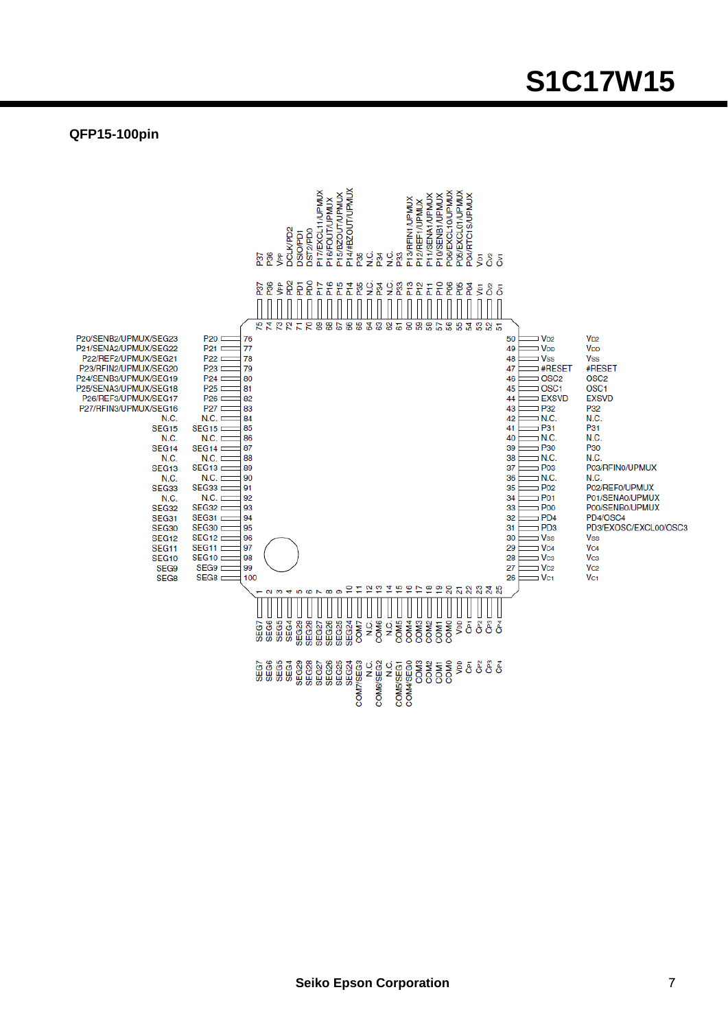## QFP15-100pin

| Pin No. | Pin name | Function |
|---|---|---|
| 1 | SEG7 | SEG7 |
| 2 | SEG6 | SEG6 |
| 3 | SEG5 | SEG5 |
| 4 | SEG4 | SEG4 |
| 5 | SEG29 | SEG29 |
| 6 | SEG28 | SEG28 |
| 7 | SEG27 | SEG27 |
| 8 | SEG26 | SEG26 |
| 9 | SEG25 | SEG25 |
| 10 | SEG24 | SEG24 |
| 11 | COM7 | COM7/SEG3 |
| 12 | N.C. | N.C. |
| 13 | COM6 | COM6/SEG2 |
| 14 | N.C. | N.C. |
| 15 | COM5 | COM5/SEG1 |
| 16 | COM4 | COM4/SEG0 |
| 17 | COM3 | COM3 |
| 18 | COM2 | COM2 |
| 19 | COM1 | COM1 |
| 20 | COM0 | COM0 |
| 21 | VDD | VDD |
| 22 | CP1 | CP1 |
| 23 | CP2 | CP2 |
| 24 | CP3 | CP3 |
| 25 | CP4 | CP4 |
| 26 | VC1 | VC1 |
| 27 | VC2 | VC2 |
| 28 | VC3 | VC3 |
| 29 | VC4 | VC4 |
| 30 | VSS | VSS |
| 31 | PD3 | PD3/EXOSC/EXCL00/OSC3 |
| 32 | PD4 | PD4/OSC4 |
| 33 | P00 | P00/SENB0/UPMUX |
| 34 | P01 | P01/SENA0/UPMUX |
| 35 | P02 | P02/REF0/UPMUX |
| 36 | N.C. | N.C. |
| 37 | P03 | P03/RFIN0/UPMUX |
| 38 | N.C. | N.C. |
| 39 | P30 | P30 |
| 40 | N.C. | N.C. |
| 41 | P31 | P31 |
| 42 | N.C. | N.C. |
| 43 | P32 | P32 |
| 44 | EXSVD | EXSVD |
| 45 | OSC1 | OSC1 |
| 46 | OSC2 | OSC2 |
| 47 | #RESET | #RESET |
| 48 | VSS | VSS |
| 49 | VDD | VDD |
| 50 | VD2 | VD2 |
| 51 | CV1 | CV1 |
| 52 | CV2 | CV2 |
| 53 | VD1 | VD1 |
| 54 | P04 | P04/RTC1S/UPMUX |
| 55 | P05 | P05/EXCL01/UPMUX |
| 56 | P06 | P06/EXCL10/UPMUX |
| 57 | P10 | P10/SENB1/UPMUX |
| 58 | P11 | P11/SENA1/UPMUX |
| 59 | P12 | P12/REF1/UPMUX |
| 60 | P13 | P13/RFIN1/UPMUX |
| 61 | P33 | P33 |
| 62 | N.C. | N.C. |
| 63 | P34 | P34 |
| 64 | N.C. | N.C. |
| 65 | P35 | P35 |
| 66 | P14 | P14/#BZOUT/UPMUX |
| 67 | P15 | P15/BZOUT/UPMUX |
| 68 | P16 | P16/FOUT/UPMUX |
| 69 | P17 | P17/EXCL11/UPMUX |
| 70 | PD0 | DST2/PD0 |
| 71 | PD1 | DSIO/PD1 |
| 72 | PD2 | DCLK/PD2 |
| 73 | VPP | VPP |
| 74 | P36 | P36 |
| 75 | P37 | P37 |
| 76 | P20 | P20/SENB2/UPMUX/SEG23 |
| 77 | P21 | P21/SENA2/UPMUX/SEG22 |
| 78 | P22 | P22/REF2/UPMUX/SEG21 |
| 79 | P23 | P23/RFIN2/UPMUX/SEG20 |
| 80 | P24 | P24/SENB3/UPMUX/SEG19 |
| 81 | P25 | P25/SENA3/UPMUX/SEG18 |
| 82 | P26 | P26/REF3/UPMUX/SEG17 |
| 83 | P27 | P27/RFIN3/UPMUX/SEG16 |
| 84 | N.C. | N.C. |
| 85 | SEG15 | SEG15 |
| 86 | N.C. | N.C. |
| 87 | SEG14 | SEG14 |
| 88 | N.C. | N.C. |
| 89 | SEG13 | SEG13 |
| 90 | N.C. | N.C. |
| 91 | SEG33 | SEG33 |
| 92 | N.C. | N.C. |
| 93 | SEG32 | SEG32 |
| 94 | SEG31 | SEG31 |
| 95 | SEG30 | SEG30 |
| 96 | SEG12 | SEG12 |
| 97 | SEG11 | SEG11 |
| 98 | SEG10 | SEG10 |
| 99 | SEG9 | SEG9 |
| 100 | SEG8 | SEG8 |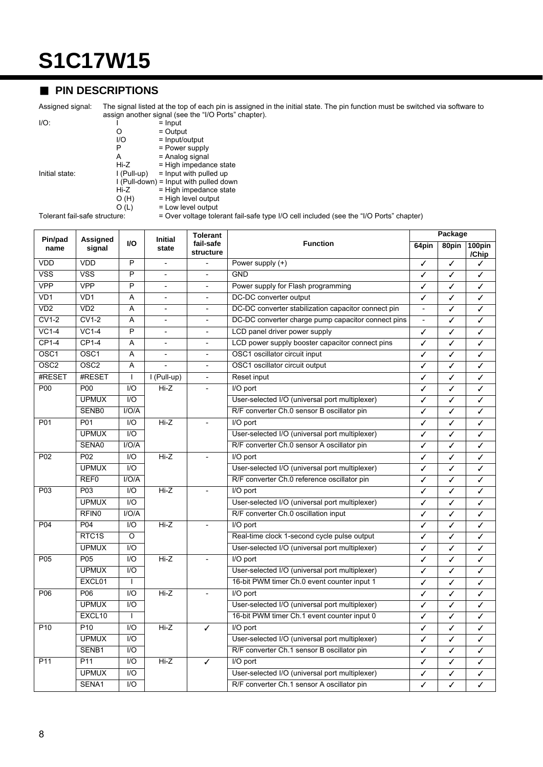# S1C17W15

## ■ PIN DESCRIPTIONS

Assigned signal: The signal listed at the top of each pin is assigned in the initial state. The pin function must be switched via software to assign another signal (see the "I/O Ports" chapter).

I/O:
- I = Input
- O = Output
- I/O = Input/output
- P = Power supply
- A = Analog signal
- Hi-Z = High impedance state

Initial state:
- I (Pull-up) = Input with pulled up
- I (Pull-down) = Input with pulled down
- Hi-Z = High impedance state
- O (H) = High level output
- O (L) = Low level output

Tolerant fail-safe structure: = Over voltage tolerant fail-safe type I/O cell included (see the "I/O Ports" chapter)

| Pin/pad name | Assigned signal | I/O | Initial state | Tolerant fail-safe structure | Function | Package | | |
|---|---|---|---|---|---|---|---|---|
| | | | | | | 64pin | 80pin | 100pin /Chip |
| VDD | VDD | P | - | - | Power supply (+) | ✓ | ✓ | ✓ |
| VSS | VSS | P | - | - | GND | ✓ | ✓ | ✓ |
| VPP | VPP | P | - | - | Power supply for Flash programming | ✓ | ✓ | ✓ |
| VD1 | VD1 | A | - | - | DC-DC converter output | ✓ | ✓ | ✓ |
| VD2 | VD2 | A | - | - | DC-DC converter stabilization capacitor connect pin | - | ✓ | ✓ |
| CV1-2 | CV1-2 | A | - | - | DC-DC converter charge pump capacitor connect pins | - | ✓ | ✓ |
| VC1-4 | VC1-4 | P | - | - | LCD panel driver power supply | ✓ | ✓ | ✓ |
| CP1-4 | CP1-4 | A | - | - | LCD power supply booster capacitor connect pins | ✓ | ✓ | ✓ |
| OSC1 | OSC1 | A | - | - | OSC1 oscillator circuit input | ✓ | ✓ | ✓ |
| OSC2 | OSC2 | A | - | - | OSC1 oscillator circuit output | ✓ | ✓ | ✓ |
| #RESET | #RESET | I | I (Pull-up) | - | Reset input | ✓ | ✓ | ✓ |
| P00 | P00 | I/O | Hi-Z | - | I/O port | ✓ | ✓ | ✓ |
| | UPMUX | I/O | | | User-selected I/O (universal port multiplexer) | ✓ | ✓ | ✓ |
| | SENB0 | I/O/A | | | R/F converter Ch.0 sensor B oscillator pin | ✓ | ✓ | ✓ |
| P01 | P01 | I/O | Hi-Z | - | I/O port | ✓ | ✓ | ✓ |
| | UPMUX | I/O | | | User-selected I/O (universal port multiplexer) | ✓ | ✓ | ✓ |
| | SENA0 | I/O/A | | | R/F converter Ch.0 sensor A oscillator pin | ✓ | ✓ | ✓ |
| P02 | P02 | I/O | Hi-Z | - | I/O port | ✓ | ✓ | ✓ |
| | UPMUX | I/O | | | User-selected I/O (universal port multiplexer) | ✓ | ✓ | ✓ |
| | REF0 | I/O/A | | | R/F converter Ch.0 reference oscillator pin | ✓ | ✓ | ✓ |
| P03 | P03 | I/O | Hi-Z | - | I/O port | ✓ | ✓ | ✓ |
| | UPMUX | I/O | | | User-selected I/O (universal port multiplexer) | ✓ | ✓ | ✓ |
| | RFIN0 | I/O/A | | | R/F converter Ch.0 oscillation input | ✓ | ✓ | ✓ |
| P04 | P04 | I/O | Hi-Z | - | I/O port | ✓ | ✓ | ✓ |
| | RTC1S | O | | | Real-time clock 1-second cycle pulse output | ✓ | ✓ | ✓ |
| | UPMUX | I/O | | | User-selected I/O (universal port multiplexer) | ✓ | ✓ | ✓ |
| P05 | P05 | I/O | Hi-Z | - | I/O port | ✓ | ✓ | ✓ |
| | UPMUX | I/O | | | User-selected I/O (universal port multiplexer) | ✓ | ✓ | ✓ |
| | EXCL01 | I | | | 16-bit PWM timer Ch.0 event counter input 1 | ✓ | ✓ | ✓ |
| P06 | P06 | I/O | Hi-Z | - | I/O port | ✓ | ✓ | ✓ |
| | UPMUX | I/O | | | User-selected I/O (universal port multiplexer) | ✓ | ✓ | ✓ |
| | EXCL10 | I | | | 16-bit PWM timer Ch.1 event counter input 0 | ✓ | ✓ | ✓ |
| P10 | P10 | I/O | Hi-Z | ✓ | I/O port | ✓ | ✓ | ✓ |
| | UPMUX | I/O | | | User-selected I/O (universal port multiplexer) | ✓ | ✓ | ✓ |
| | SENB1 | I/O | | | R/F converter Ch.1 sensor B oscillator pin | ✓ | ✓ | ✓ |
| P11 | P11 | I/O | Hi-Z | ✓ | I/O port | ✓ | ✓ | ✓ |
| | UPMUX | I/O | | | User-selected I/O (universal port multiplexer) | ✓ | ✓ | ✓ |
| | SENA1 | I/O | | | R/F converter Ch.1 sensor A oscillator pin | ✓ | ✓ | ✓ |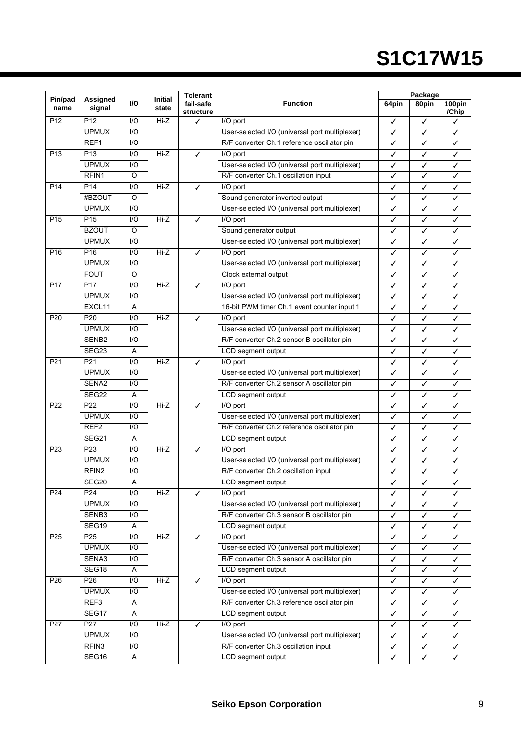| Pin/pad name | Assigned signal | I/O | Initial state | Tolerant fail-safe structure | Function | Package | | |
|---|---|---|---|---|---|---|---|---|
| | | | | | | 64pin | 80pin | 100pin /Chip |
| P12 | P12 | I/O | Hi-Z | ✓ | I/O port | ✓ | ✓ | ✓ |
| | UPMUX | I/O | | | User-selected I/O (universal port multiplexer) | ✓ | ✓ | ✓ |
| | REF1 | I/O | | | R/F converter Ch.1 reference oscillator pin | ✓ | ✓ | ✓ |
| P13 | P13 | I/O | Hi-Z | ✓ | I/O port | ✓ | ✓ | ✓ |
| | UPMUX | I/O | | | User-selected I/O (universal port multiplexer) | ✓ | ✓ | ✓ |
| | RFIN1 | O | | | R/F converter Ch.1 oscillation input | ✓ | ✓ | ✓ |
| P14 | P14 | I/O | Hi-Z | ✓ | I/O port | ✓ | ✓ | ✓ |
| | #BZOUT | O | | | Sound generator inverted output | ✓ | ✓ | ✓ |
| | UPMUX | I/O | | | User-selected I/O (universal port multiplexer) | ✓ | ✓ | ✓ |
| P15 | P15 | I/O | Hi-Z | ✓ | I/O port | ✓ | ✓ | ✓ |
| | BZOUT | O | | | Sound generator output | ✓ | ✓ | ✓ |
| | UPMUX | I/O | | | User-selected I/O (universal port multiplexer) | ✓ | ✓ | ✓ |
| P16 | P16 | I/O | Hi-Z | ✓ | I/O port | ✓ | ✓ | ✓ |
| | UPMUX | I/O | | | User-selected I/O (universal port multiplexer) | ✓ | ✓ | ✓ |
| | FOUT | O | | | Clock external output | ✓ | ✓ | ✓ |
| P17 | P17 | I/O | Hi-Z | ✓ | I/O port | ✓ | ✓ | ✓ |
| | UPMUX | I/O | | | User-selected I/O (universal port multiplexer) | ✓ | ✓ | ✓ |
| | EXCL11 | A | | | 16-bit PWM timer Ch.1 event counter input 1 | ✓ | ✓ | ✓ |
| P20 | P20 | I/O | Hi-Z | ✓ | I/O port | ✓ | ✓ | ✓ |
| | UPMUX | I/O | | | User-selected I/O (universal port multiplexer) | ✓ | ✓ | ✓ |
| | SENB2 | I/O | | | R/F converter Ch.2 sensor B oscillator pin | ✓ | ✓ | ✓ |
| | SEG23 | A | | | LCD segment output | ✓ | ✓ | ✓ |
| P21 | P21 | I/O | Hi-Z | ✓ | I/O port | ✓ | ✓ | ✓ |
| | UPMUX | I/O | | | User-selected I/O (universal port multiplexer) | ✓ | ✓ | ✓ |
| | SENA2 | I/O | | | R/F converter Ch.2 sensor A oscillator pin | ✓ | ✓ | ✓ |
| | SEG22 | A | | | LCD segment output | ✓ | ✓ | ✓ |
| P22 | P22 | I/O | Hi-Z | ✓ | I/O port | ✓ | ✓ | ✓ |
| | UPMUX | I/O | | | User-selected I/O (universal port multiplexer) | ✓ | ✓ | ✓ |
| | REF2 | I/O | | | R/F converter Ch.2 reference oscillator pin | ✓ | ✓ | ✓ |
| | SEG21 | A | | | LCD segment output | ✓ | ✓ | ✓ |
| P23 | P23 | I/O | Hi-Z | ✓ | I/O port | ✓ | ✓ | ✓ |
| | UPMUX | I/O | | | User-selected I/O (universal port multiplexer) | ✓ | ✓ | ✓ |
| | RFIN2 | I/O | | | R/F converter Ch.2 oscillation input | ✓ | ✓ | ✓ |
| | SEG20 | A | | | LCD segment output | ✓ | ✓ | ✓ |
| P24 | P24 | I/O | Hi-Z | ✓ | I/O port | ✓ | ✓ | ✓ |
| | UPMUX | I/O | | | User-selected I/O (universal port multiplexer) | ✓ | ✓ | ✓ |
| | SENB3 | I/O | | | R/F converter Ch.3 sensor B oscillator pin | ✓ | ✓ | ✓ |
| | SEG19 | A | | | LCD segment output | ✓ | ✓ | ✓ |
| P25 | P25 | I/O | Hi-Z | ✓ | I/O port | ✓ | ✓ | ✓ |
| | UPMUX | I/O | | | User-selected I/O (universal port multiplexer) | ✓ | ✓ | ✓ |
| | SENA3 | I/O | | | R/F converter Ch.3 sensor A oscillator pin | ✓ | ✓ | ✓ |
| | SEG18 | A | | | LCD segment output | ✓ | ✓ | ✓ |
| P26 | P26 | I/O | Hi-Z | ✓ | I/O port | ✓ | ✓ | ✓ |
| | UPMUX | I/O | | | User-selected I/O (universal port multiplexer) | ✓ | ✓ | ✓ |
| | REF3 | A | | | R/F converter Ch.3 reference oscillator pin | ✓ | ✓ | ✓ |
| | SEG17 | A | | | LCD segment output | ✓ | ✓ | ✓ |
| P27 | P27 | I/O | Hi-Z | ✓ | I/O port | ✓ | ✓ | ✓ |
| | UPMUX | I/O | | | User-selected I/O (universal port multiplexer) | ✓ | ✓ | ✓ |
| | RFIN3 | I/O | | | R/F converter Ch.3 oscillation input | ✓ | ✓ | ✓ |
| | SEG16 | A | | | LCD segment output | ✓ | ✓ | ✓ |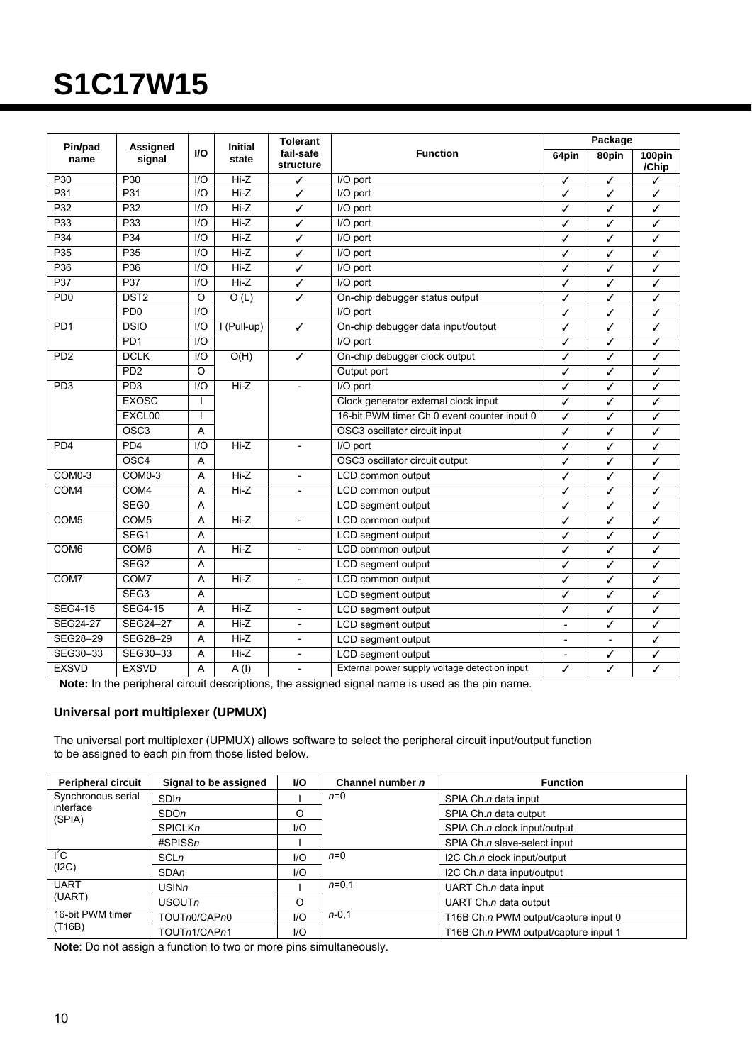# S1C17W15

| Pin/pad name | Assigned signal | I/O | Initial state | Tolerant fail-safe structure | Function | Package | | |
|---|---|---|---|---|---|---|---|---|
| | | | | | | 64pin | 80pin | 100pin /Chip |
| P30 | P30 | I/O | Hi-Z | ✓ | I/O port | ✓ | ✓ | ✓ |
| P31 | P31 | I/O | Hi-Z | ✓ | I/O port | ✓ | ✓ | ✓ |
| P32 | P32 | I/O | Hi-Z | ✓ | I/O port | ✓ | ✓ | ✓ |
| P33 | P33 | I/O | Hi-Z | ✓ | I/O port | ✓ | ✓ | ✓ |
| P34 | P34 | I/O | Hi-Z | ✓ | I/O port | ✓ | ✓ | ✓ |
| P35 | P35 | I/O | Hi-Z | ✓ | I/O port | ✓ | ✓ | ✓ |
| P36 | P36 | I/O | Hi-Z | ✓ | I/O port | ✓ | ✓ | ✓ |
| P37 | P37 | I/O | Hi-Z | ✓ | I/O port | ✓ | ✓ | ✓ |
| PD0 | DST2 | O | O (L) | ✓ | On-chip debugger status output | ✓ | ✓ | ✓ |
| | PD0 | I/O | | | I/O port | ✓ | ✓ | ✓ |
| PD1 | DSIO | I/O | I (Pull-up) | ✓ | On-chip debugger data input/output | ✓ | ✓ | ✓ |
| | PD1 | I/O | | | I/O port | ✓ | ✓ | ✓ |
| PD2 | DCLK | I/O | O(H) | ✓ | On-chip debugger clock output | ✓ | ✓ | ✓ |
| | PD2 | O | | | Output port | ✓ | ✓ | ✓ |
| PD3 | PD3 | I/O | Hi-Z | - | I/O port | ✓ | ✓ | ✓ |
| | EXOSC | I | | | Clock generator external clock input | ✓ | ✓ | ✓ |
| | EXCL00 | I | | | 16-bit PWM timer Ch.0 event counter input 0 | ✓ | ✓ | ✓ |
| | OSC3 | A | | | OSC3 oscillator circuit input | ✓ | ✓ | ✓ |
| PD4 | PD4 | I/O | Hi-Z | - | I/O port | ✓ | ✓ | ✓ |
| | OSC4 | A | | | OSC3 oscillator circuit output | ✓ | ✓ | ✓ |
| COM0-3 | COM0-3 | A | Hi-Z | - | LCD common output | ✓ | ✓ | ✓ |
| COM4 | COM4 | A | Hi-Z | - | LCD common output | ✓ | ✓ | ✓ |
| | SEG0 | A | | | LCD segment output | ✓ | ✓ | ✓ |
| COM5 | COM5 | A | Hi-Z | - | LCD common output | ✓ | ✓ | ✓ |
| | SEG1 | A | | | LCD segment output | ✓ | ✓ | ✓ |
| COM6 | COM6 | A | Hi-Z | - | LCD common output | ✓ | ✓ | ✓ |
| | SEG2 | A | | | LCD segment output | ✓ | ✓ | ✓ |
| COM7 | COM7 | A | Hi-Z | - | LCD common output | ✓ | ✓ | ✓ |
| | SEG3 | A | | | LCD segment output | ✓ | ✓ | ✓ |
| SEG4-15 | SEG4-15 | A | Hi-Z | - | LCD segment output | ✓ | ✓ | ✓ |
| SEG24-27 | SEG24–27 | A | Hi-Z | - | LCD segment output | - | ✓ | ✓ |
| SEG28–29 | SEG28–29 | A | Hi-Z | - | LCD segment output | - | - | ✓ |
| SEG30–33 | SEG30–33 | A | Hi-Z | - | LCD segment output | - | ✓ | ✓ |
| EXSVD | EXSVD | A | A (I) | - | External power supply voltage detection input | ✓ | ✓ | ✓ |

**Note:** In the peripheral circuit descriptions, the assigned signal name is used as the pin name.

### Universal port multiplexer (UPMUX)

The universal port multiplexer (UPMUX) allows software to select the peripheral circuit input/output function to be assigned to each pin from those listed below.

| Peripheral circuit | Signal to be assigned | I/O | Channel number *n* | Function |
|---|---|---|---|---|
| Synchronous serial interface (SPIA) | SDI*n* | I | *n*=0 | SPIA Ch.*n* data input |
| | SDO*n* | O | | SPIA Ch.*n* data output |
| | SPICLK*n* | I/O | | SPIA Ch.*n* clock input/output |
| | #SPISS*n* | I | | SPIA Ch.*n* slave-select input |
| I²C (I2C) | SCL*n* | I/O | *n*=0 | I2C Ch.*n* clock input/output |
| | SDA*n* | I/O | | I2C Ch.*n* data input/output |
| UART (UART) | USIN*n* | I | *n*=0,1 | UART Ch.*n* data input |
| | USOUT*n* | O | | UART Ch.*n* data output |
| 16-bit PWM timer (T16B) | TOUT*n*0/CAP*n*0 | I/O | *n*-0,1 | T16B Ch.*n* PWM output/capture input 0 |
| | TOUT*n*1/CAP*n*1 | I/O | | T16B Ch.*n* PWM output/capture input 1 |

**Note**: Do not assign a function to two or more pins simultaneously.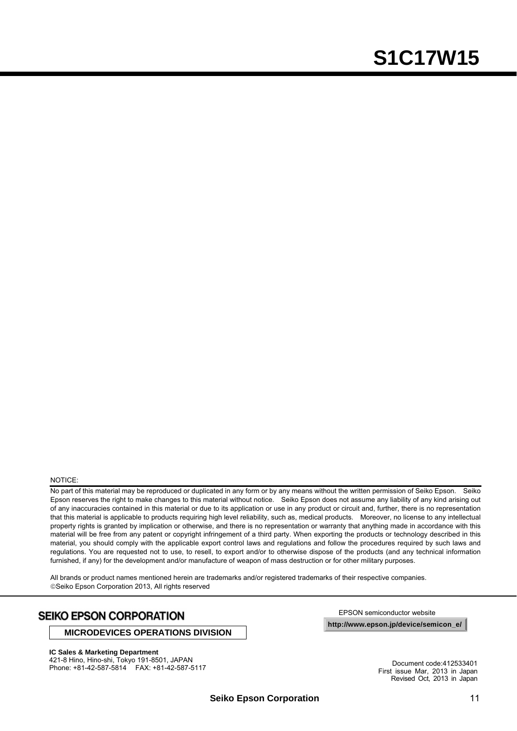NOTICE:

No part of this material may be reproduced or duplicated in any form or by any means without the written permission of Seiko Epson. Seiko Epson reserves the right to make changes to this material without notice. Seiko Epson does not assume any liability of any kind arising out of any inaccuracies contained in this material or due to its application or use in any product or circuit and, further, there is no representation that this material is applicable to products requiring high level reliability, such as, medical products. Moreover, no license to any intellectual property rights is granted by implication or otherwise, and there is no representation or warranty that anything made in accordance with this material will be free from any patent or copyright infringement of a third party. When exporting the products or technology described in this material, you should comply with the applicable export control laws and regulations and follow the procedures required by such laws and regulations. You are requested not to use, to resell, to export and/or to otherwise dispose of the products (and any technical information furnished, if any) for the development and/or manufacture of weapon of mass destruction or for other military purposes.

All brands or product names mentioned herein are trademarks and/or registered trademarks of their respective companies.
©Seiko Epson Corporation 2013, All rights reserved

**SEIKO EPSON CORPORATION**

**MICRODEVICES OPERATIONS DIVISION**

**IC Sales & Marketing Department**
421-8 Hino, Hino-shi, Tokyo 191-8501, JAPAN
Phone: +81-42-587-5814 FAX: +81-42-587-5117

EPSON semiconductor website
**http://www.epson.jp/device/semicon_e/**

Document code:412533401
First issue Mar, 2013 in Japan
Revised Oct, 2013 in Japan